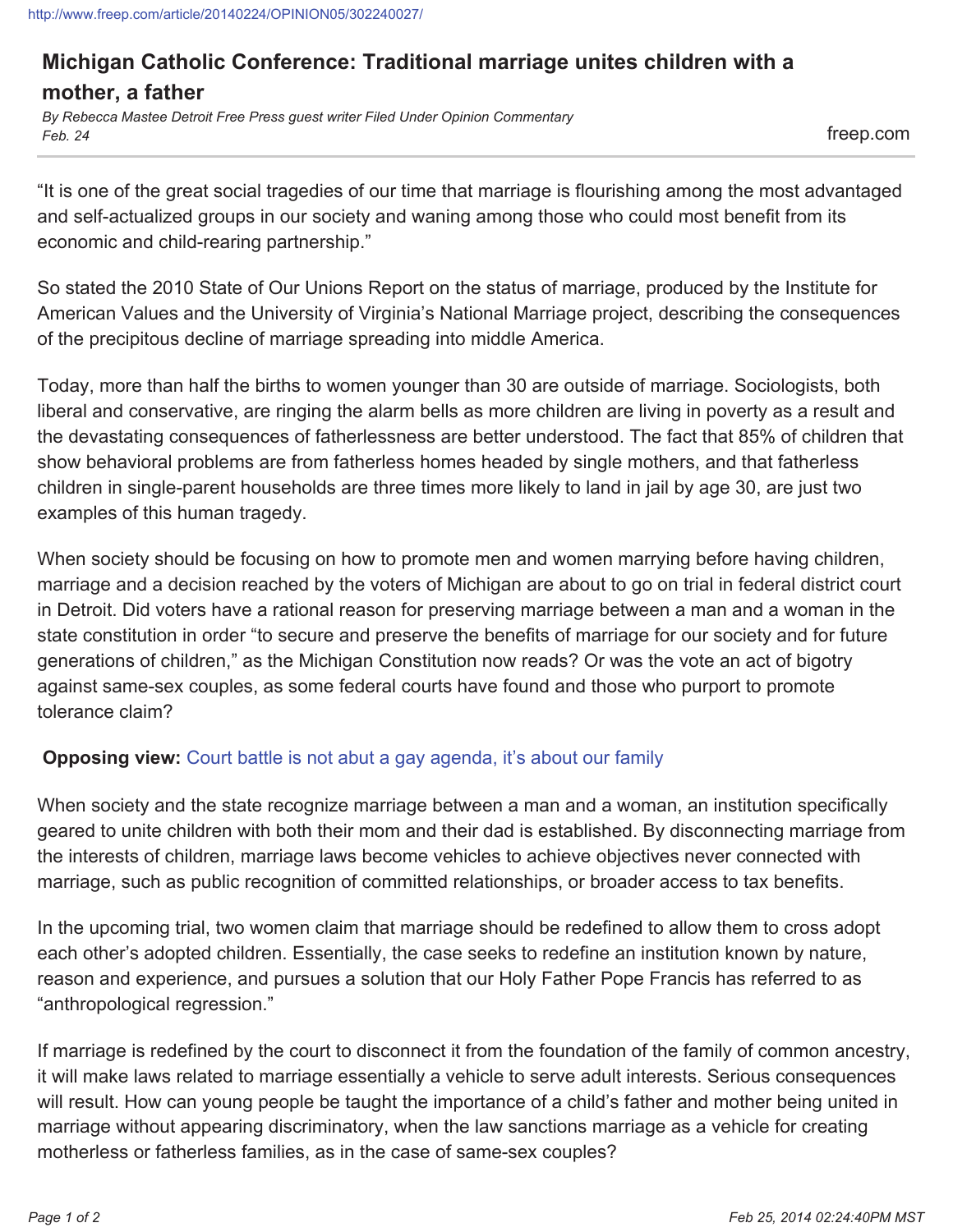http://www.freep.com/article/20140224/OPINION05/302240027/

# Michigan Catholic Conference: Traditional marriage unites children with a mother, a father

*By Rebecca Mastee Detroit Free Press guest writer Filed Under Opinion Commentary*
*Feb. 24*

freep.com

"It is one of the great social tragedies of our time that marriage is flourishing among the most advantaged and self-actualized groups in our society and waning among those who could most benefit from its economic and child-rearing partnership."

So stated the 2010 State of Our Unions Report on the status of marriage, produced by the Institute for American Values and the University of Virginia's National Marriage project, describing the consequences of the precipitous decline of marriage spreading into middle America.

Today, more than half the births to women younger than 30 are outside of marriage. Sociologists, both liberal and conservative, are ringing the alarm bells as more children are living in poverty as a result and the devastating consequences of fatherlessness are better understood. The fact that 85% of children that show behavioral problems are from fatherless homes headed by single mothers, and that fatherless children in single-parent households are three times more likely to land in jail by age 30, are just two examples of this human tragedy.

When society should be focusing on how to promote men and women marrying before having children, marriage and a decision reached by the voters of Michigan are about to go on trial in federal district court in Detroit. Did voters have a rational reason for preserving marriage between a man and a woman in the state constitution in order "to secure and preserve the benefits of marriage for our society and for future generations of children," as the Michigan Constitution now reads? Or was the vote an act of bigotry against same-sex couples, as some federal courts have found and those who purport to promote tolerance claim?

**Opposing view:** Court battle is not abut a gay agenda, it's about our family

When society and the state recognize marriage between a man and a woman, an institution specifically geared to unite children with both their mom and their dad is established. By disconnecting marriage from the interests of children, marriage laws become vehicles to achieve objectives never connected with marriage, such as public recognition of committed relationships, or broader access to tax benefits.

In the upcoming trial, two women claim that marriage should be redefined to allow them to cross adopt each other's adopted children. Essentially, the case seeks to redefine an institution known by nature, reason and experience, and pursues a solution that our Holy Father Pope Francis has referred to as "anthropological regression."

If marriage is redefined by the court to disconnect it from the foundation of the family of common ancestry, it will make laws related to marriage essentially a vehicle to serve adult interests. Serious consequences will result. How can young people be taught the importance of a child's father and mother being united in marriage without appearing discriminatory, when the law sanctions marriage as a vehicle for creating motherless or fatherless families, as in the case of same-sex couples?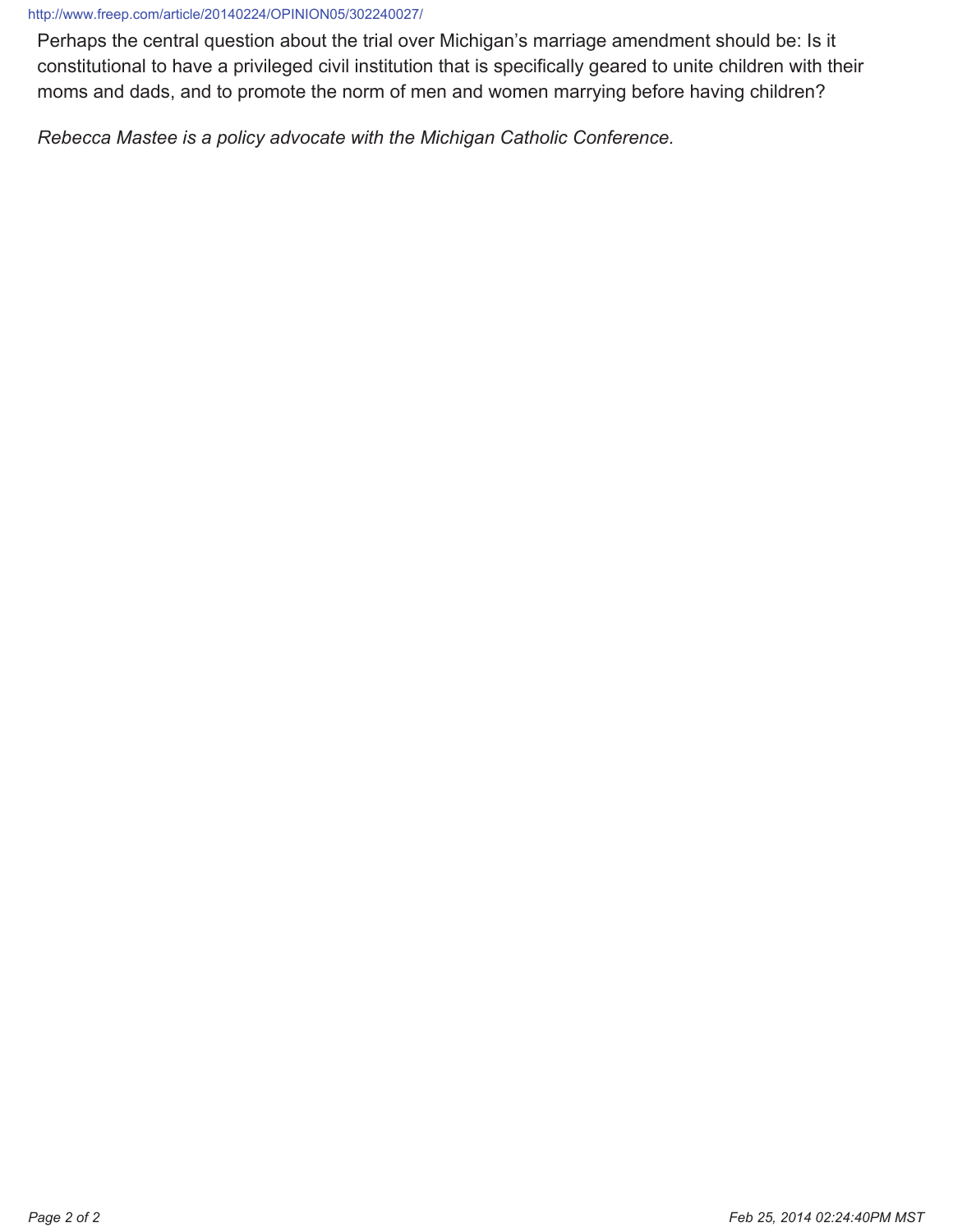Perhaps the central question about the trial over Michigan's marriage amendment should be: Is it constitutional to have a privileged civil institution that is specifically geared to unite children with their moms and dads, and to promote the norm of men and women marrying before having children?

*Rebecca Mastee is a policy advocate with the Michigan Catholic Conference.*